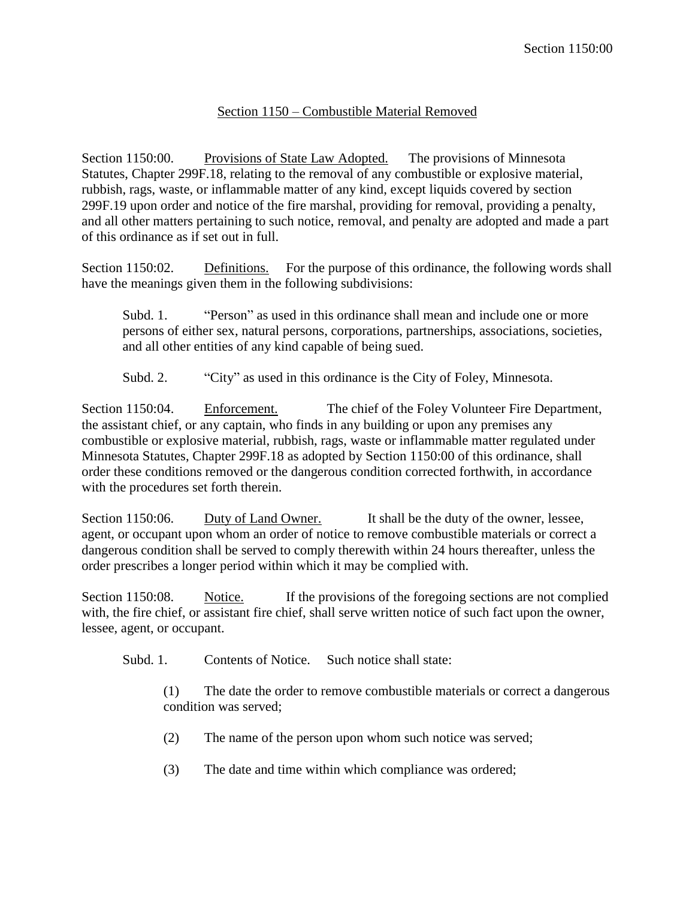# Section 1150 – Combustible Material Removed

Section 1150:00. Provisions of State Law Adopted. The provisions of Minnesota Statutes, Chapter 299F.18, relating to the removal of any combustible or explosive material, rubbish, rags, waste, or inflammable matter of any kind, except liquids covered by section 299F.19 upon order and notice of the fire marshal, providing for removal, providing a penalty, and all other matters pertaining to such notice, removal, and penalty are adopted and made a part of this ordinance as if set out in full.

Section 1150:02. Definitions. For the purpose of this ordinance, the following words shall have the meanings given them in the following subdivisions:

Subd. 1. "Person" as used in this ordinance shall mean and include one or more persons of either sex, natural persons, corporations, partnerships, associations, societies, and all other entities of any kind capable of being sued.

Subd. 2. "City" as used in this ordinance is the City of Foley, Minnesota.

Section 1150:04. Enforcement. The chief of the Foley Volunteer Fire Department, the assistant chief, or any captain, who finds in any building or upon any premises any combustible or explosive material, rubbish, rags, waste or inflammable matter regulated under Minnesota Statutes, Chapter 299F.18 as adopted by Section 1150:00 of this ordinance, shall order these conditions removed or the dangerous condition corrected forthwith, in accordance with the procedures set forth therein.

Section 1150:06. Duty of Land Owner. It shall be the duty of the owner, lessee, agent, or occupant upon whom an order of notice to remove combustible materials or correct a dangerous condition shall be served to comply therewith within 24 hours thereafter, unless the order prescribes a longer period within which it may be complied with.

Section 1150:08. Notice. If the provisions of the foregoing sections are not complied with, the fire chief, or assistant fire chief, shall serve written notice of such fact upon the owner, lessee, agent, or occupant.

Subd. 1. Contents of Notice. Such notice shall state:

(1) The date the order to remove combustible materials or correct a dangerous condition was served;

(2) The name of the person upon whom such notice was served;

(3) The date and time within which compliance was ordered;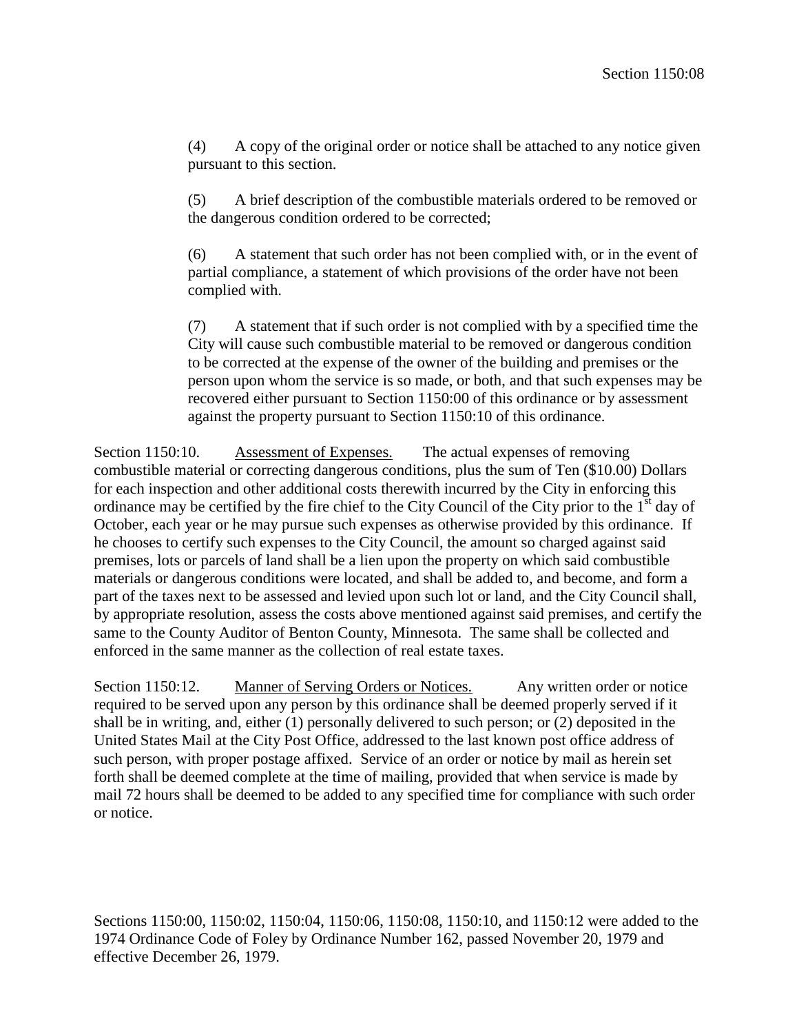(4) A copy of the original order or notice shall be attached to any notice given pursuant to this section.

(5) A brief description of the combustible materials ordered to be removed or the dangerous condition ordered to be corrected;

(6) A statement that such order has not been complied with, or in the event of partial compliance, a statement of which provisions of the order have not been complied with.

(7) A statement that if such order is not complied with by a specified time the City will cause such combustible material to be removed or dangerous condition to be corrected at the expense of the owner of the building and premises or the person upon whom the service is so made, or both, and that such expenses may be recovered either pursuant to Section 1150:00 of this ordinance or by assessment against the property pursuant to Section 1150:10 of this ordinance.

Section 1150:10. Assessment of Expenses. The actual expenses of removing combustible material or correcting dangerous conditions, plus the sum of Ten ($10.00) Dollars for each inspection and other additional costs therewith incurred by the City in enforcing this ordinance may be certified by the fire chief to the City Council of the City prior to the 1st day of October, each year or he may pursue such expenses as otherwise provided by this ordinance. If he chooses to certify such expenses to the City Council, the amount so charged against said premises, lots or parcels of land shall be a lien upon the property on which said combustible materials or dangerous conditions were located, and shall be added to, and become, and form a part of the taxes next to be assessed and levied upon such lot or land, and the City Council shall, by appropriate resolution, assess the costs above mentioned against said premises, and certify the same to the County Auditor of Benton County, Minnesota. The same shall be collected and enforced in the same manner as the collection of real estate taxes.

Section 1150:12. Manner of Serving Orders or Notices. Any written order or notice required to be served upon any person by this ordinance shall be deemed properly served if it shall be in writing, and, either (1) personally delivered to such person; or (2) deposited in the United States Mail at the City Post Office, addressed to the last known post office address of such person, with proper postage affixed. Service of an order or notice by mail as herein set forth shall be deemed complete at the time of mailing, provided that when service is made by mail 72 hours shall be deemed to be added to any specified time for compliance with such order or notice.

Sections 1150:00, 1150:02, 1150:04, 1150:06, 1150:08, 1150:10, and 1150:12 were added to the 1974 Ordinance Code of Foley by Ordinance Number 162, passed November 20, 1979 and effective December 26, 1979.